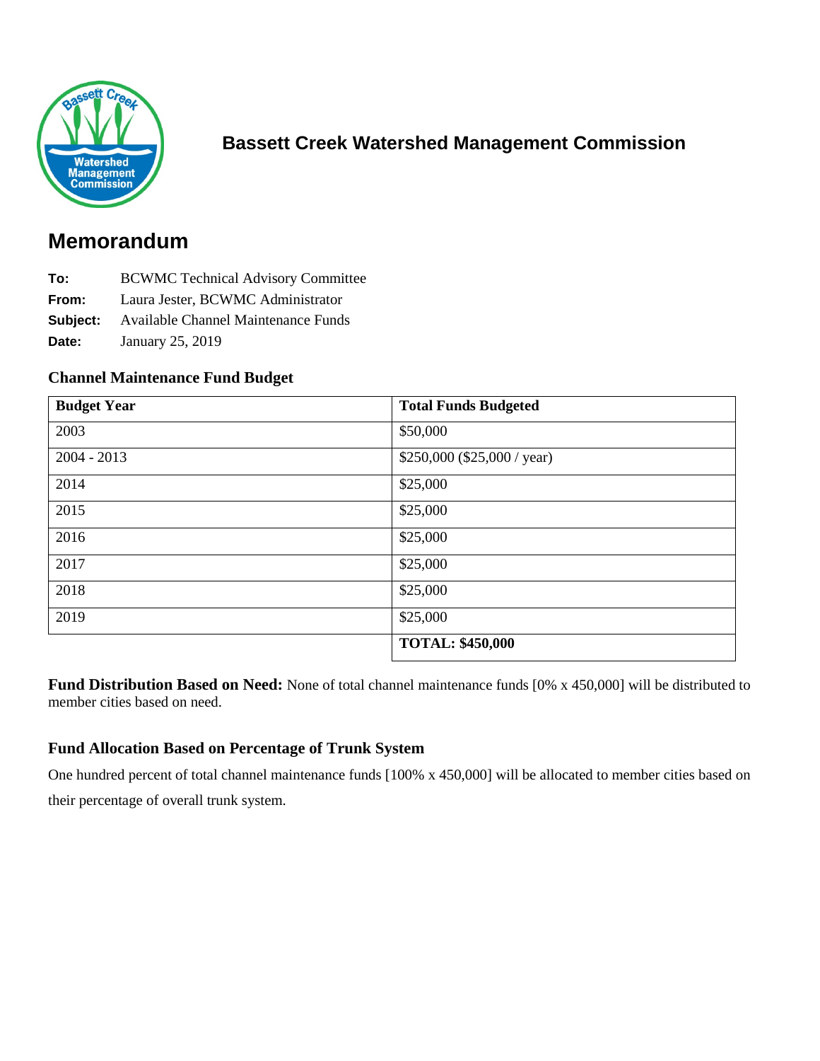## Bassett Creek Watershed Management Commission

# Memorandum

**To:** BCWMC Technical Advisory Committee
**From:** Laura Jester, BCWMC Administrator
**Subject:** Available Channel Maintenance Funds
**Date:** January 25, 2019

### Channel Maintenance Fund Budget

| Budget Year | Total Funds Budgeted |
|---|---|
| 2003 | $50,000 |
| 2004 - 2013 | $250,000 ($25,000 / year) |
| 2014 | $25,000 |
| 2015 | $25,000 |
| 2016 | $25,000 |
| 2017 | $25,000 |
| 2018 | $25,000 |
| 2019 | $25,000 |
| | **TOTAL: $450,000** |

**Fund Distribution Based on Need:** None of total channel maintenance funds [0% x 450,000] will be distributed to member cities based on need.

### Fund Allocation Based on Percentage of Trunk System

One hundred percent of total channel maintenance funds [100% x 450,000] will be allocated to member cities based on their percentage of overall trunk system.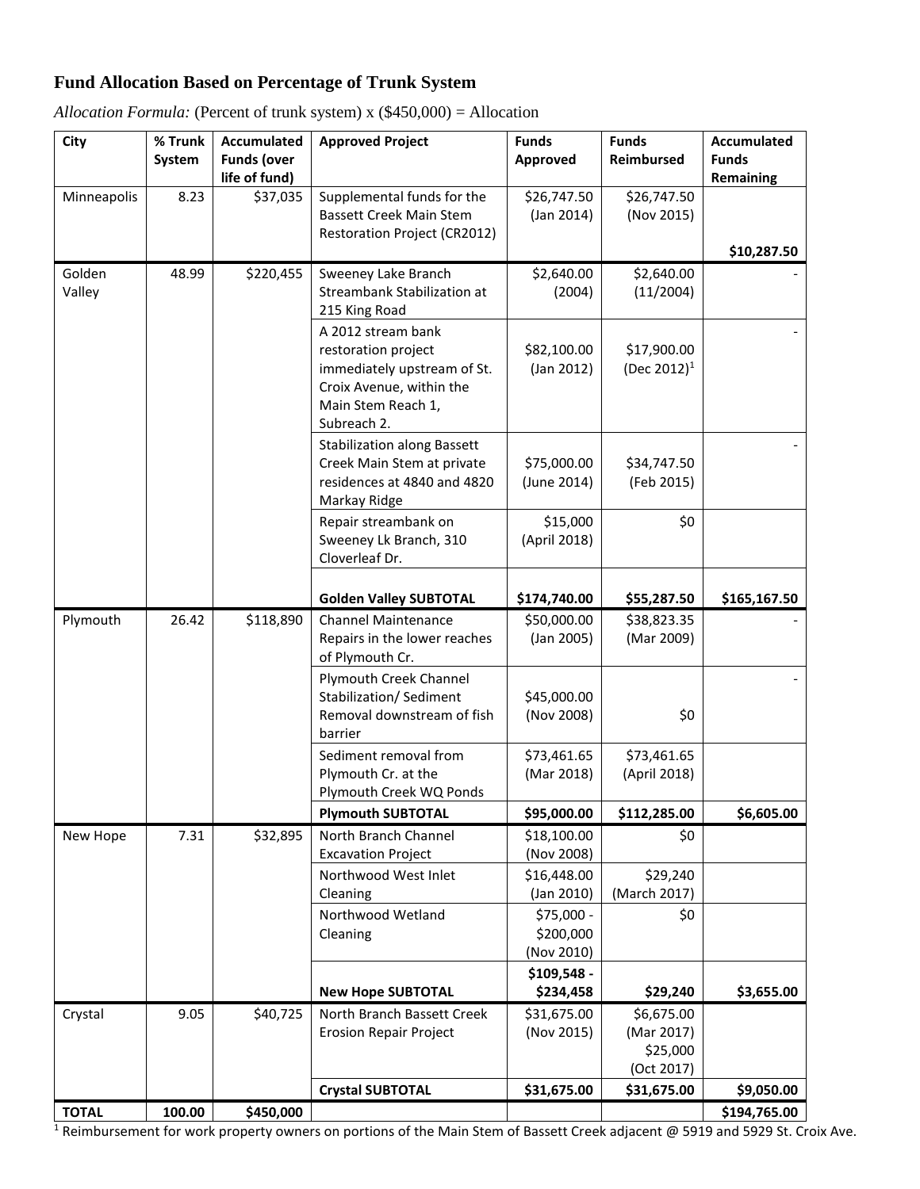## Fund Allocation Based on Percentage of Trunk System

*Allocation Formula:* (Percent of trunk system) x ($450,000) = Allocation

| City | % Trunk System | Accumulated Funds (over life of fund) | Approved Project | Funds Approved | Funds Reimbursed | Accumulated Funds Remaining |
|---|---|---|---|---|---|---|
| Minneapolis | 8.23 | $37,035 | Supplemental funds for the Bassett Creek Main Stem Restoration Project (CR2012) | $26,747.50 (Jan 2014) | $26,747.50 (Nov 2015) | **$10,287.50** |
| Golden Valley | 48.99 | $220,455 | Sweeney Lake Branch Streambank Stabilization at 215 King Road | $2,640.00 (2004) | $2,640.00 (11/2004) | - |
| | | | A 2012 stream bank restoration project immediately upstream of St. Croix Avenue, within the Main Stem Reach 1, Subreach 2. | $82,100.00 (Jan 2012) | $17,900.00 (Dec 2012)[1] | - |
| | | | Stabilization along Bassett Creek Main Stem at private residences at 4840 and 4820 Markay Ridge | $75,000.00 (June 2014) | $34,747.50 (Feb 2015) | - |
| | | | Repair streambank on Sweeney Lk Branch, 310 Cloverleaf Dr. | $15,000 (April 2018) | $0 | |
| | | | **Golden Valley SUBTOTAL** | **$174,740.00** | **$55,287.50** | **$165,167.50** |
| Plymouth | 26.42 | $118,890 | Channel Maintenance Repairs in the lower reaches of Plymouth Cr. | $50,000.00 (Jan 2005) | $38,823.35 (Mar 2009) | - |
| | | | Plymouth Creek Channel Stabilization/ Sediment Removal downstream of fish barrier | $45,000.00 (Nov 2008) | $0 | - |
| | | | Sediment removal from Plymouth Cr. at the Plymouth Creek WQ Ponds | $73,461.65 (Mar 2018) | $73,461.65 (April 2018) | |
| | | | **Plymouth SUBTOTAL** | **$95,000.00** | **$112,285.00** | **$6,605.00** |
| New Hope | 7.31 | $32,895 | North Branch Channel Excavation Project | $18,100.00 (Nov 2008) | $0 | |
| | | | Northwood West Inlet Cleaning | $16,448.00 (Jan 2010) | $29,240 (March 2017) | |
| | | | Northwood Wetland Cleaning | $75,000 - $200,000 (Nov 2010) | $0 | |
| | | | **New Hope SUBTOTAL** | **$109,548 - $234,458** | **$29,240** | **$3,655.00** |
| Crystal | 9.05 | $40,725 | North Branch Bassett Creek Erosion Repair Project | $31,675.00 (Nov 2015) | $6,675.00 (Mar 2017) $25,000 (Oct 2017) | |
| | | | **Crystal SUBTOTAL** | **$31,675.00** | **$31,675.00** | **$9,050.00** |
| **TOTAL** | **100.00** | **$450,000** | | | | **$194,765.00** |

[1] Reimbursement for work property owners on portions of the Main Stem of Bassett Creek adjacent @ 5919 and 5929 St. Croix Ave.